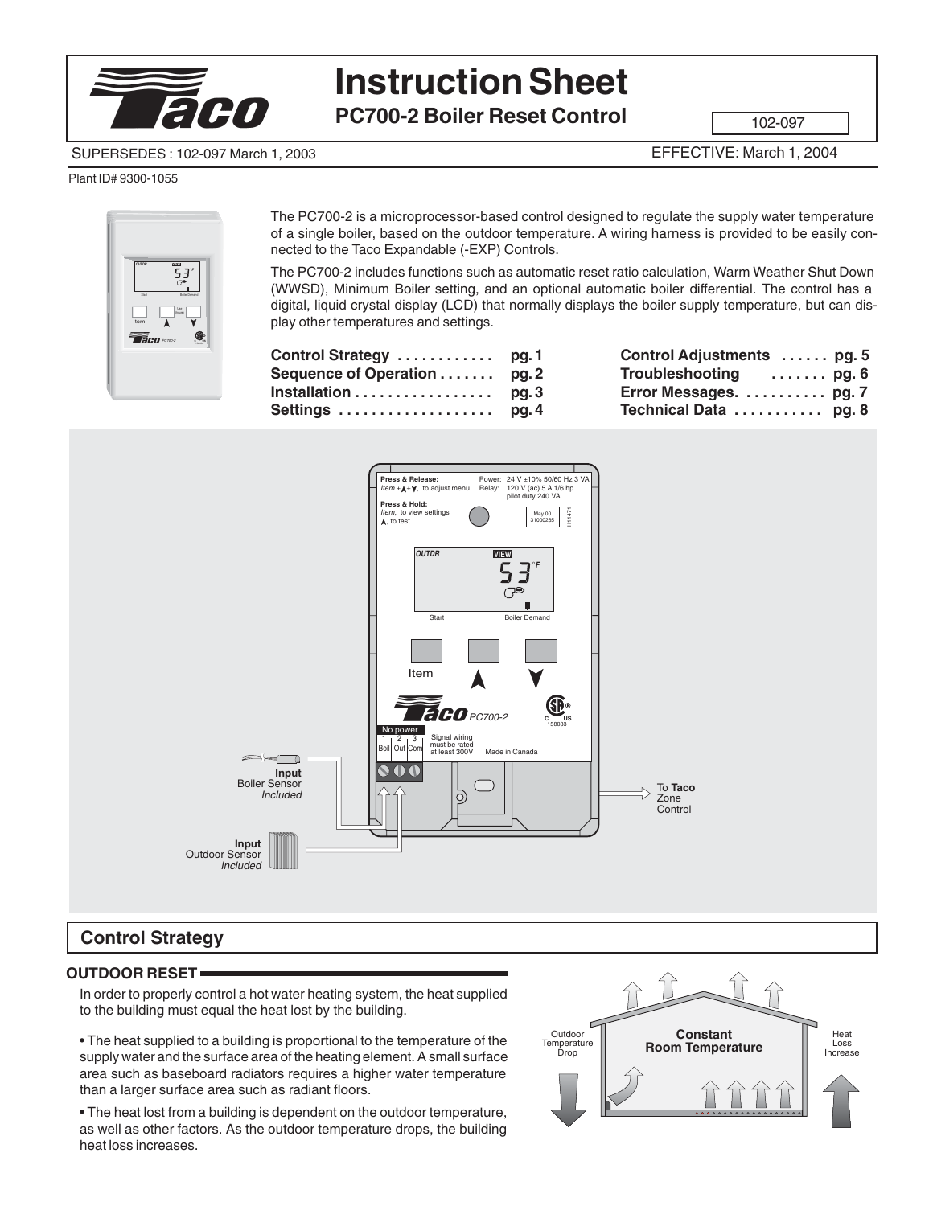# Instruction Sheet

## PC700-2 Boiler Reset Control

102-097

SUPERSEDES : 102-097 March 1, 2003

EFFECTIVE: March 1, 2004

Plant ID# 9300-1055

The PC700-2 is a microprocessor-based control designed to regulate the supply water temperature of a single boiler, based on the outdoor temperature. A wiring harness is provided to be easily connected to the Taco Expandable (-EXP) Controls.

The PC700-2 includes functions such as automatic reset ratio calculation, Warm Weather Shut Down (WWSD), Minimum Boiler setting, and an optional automatic boiler differential. The control has a digital, liquid crystal display (LCD) that normally displays the boiler supply temperature, but can display other temperatures and settings.

| | |
|---|---|
| **Control Strategy** | **pg. 1** |
| **Sequence of Operation** | **pg. 2** |
| **Installation** | **pg. 3** |
| **Settings** | **pg. 4** |
| **Control Adjustments** | **pg. 5** |
| **Troubleshooting** | **pg. 6** |
| **Error Messages.** | **pg. 7** |
| **Technical Data** | **pg. 8** |

**Press & Release:** *Item* + ▲ + ▼, to adjust menu
**Press & Hold:** *Item*, to view settings; ▲, to test

Power: 24 V ±10% 50/60 Hz 3 VA
Relay: 120 V (ac) 5 A 1/6 hp pilot duty 240 VA

OUTDR VIEW 53°F

Start — Boiler Demand

Item ▲ ▼

PC700-2

No power: 1 Boil, 2 Out, 3 Com — Signal wiring must be rated at least 300V — Made in Canada

**Input** Boiler Sensor *Included*

**Input** Outdoor Sensor *Included*

To **Taco** Zone Control

## Control Strategy

### OUTDOOR RESET

In order to properly control a hot water heating system, the heat supplied to the building must equal the heat lost by the building.

- The heat supplied to a building is proportional to the temperature of the supply water and the surface area of the heating element. A small surface area such as baseboard radiators requires a higher water temperature than a larger surface area such as radiant floors.
- The heat lost from a building is dependent on the outdoor temperature, as well as other factors. As the outdoor temperature drops, the building heat loss increases.

Outdoor Temperature Drop — **Constant Room Temperature** — Heat Loss Increase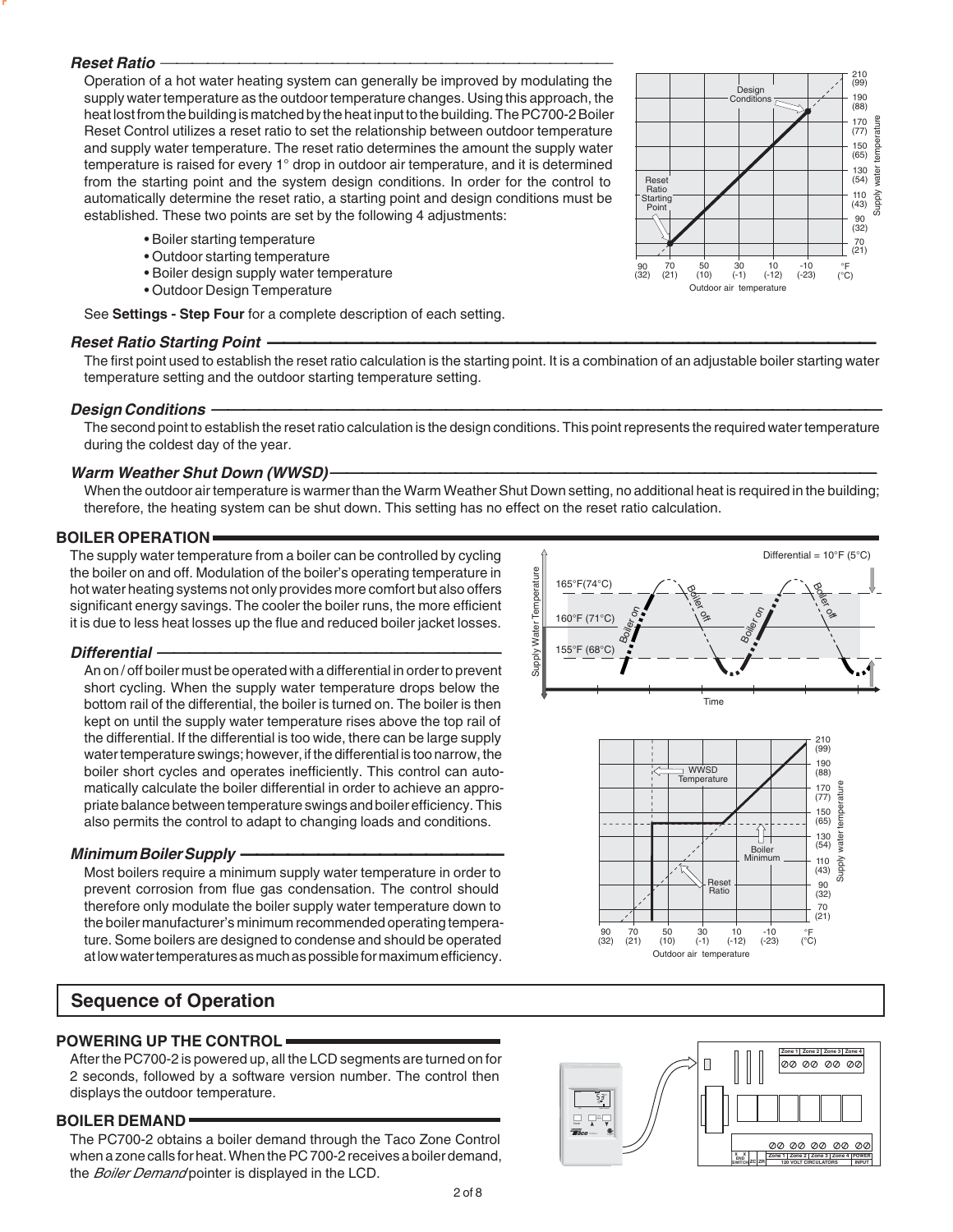### *Reset Ratio*

Operation of a hot water heating system can generally be improved by modulating the supply water temperature as the outdoor temperature changes. Using this approach, the heat lost from the building is matched by the heat input to the building. The PC700-2 Boiler Reset Control utilizes a reset ratio to set the relationship between outdoor temperature and supply water temperature. The reset ratio determines the amount the supply water temperature is raised for every 1° drop in outdoor air temperature, and it is determined from the starting point and the system design conditions. In order for the control to automatically determine the reset ratio, a starting point and design conditions must be established. These two points are set by the following 4 adjustments:

- Boiler starting temperature
- Outdoor starting temperature
- Boiler design supply water temperature
- Outdoor Design Temperature

See **Settings - Step Four** for a complete description of each setting.

### *Reset Ratio Starting Point*

The first point used to establish the reset ratio calculation is the starting point. It is a combination of an adjustable boiler starting water temperature setting and the outdoor starting temperature setting.

### *Design Conditions*

The second point to establish the reset ratio calculation is the design conditions. This point represents the required water temperature during the coldest day of the year.

### *Warm Weather Shut Down (WWSD)*

When the outdoor air temperature is warmer than the Warm Weather Shut Down setting, no additional heat is required in the building; therefore, the heating system can be shut down. This setting has no effect on the reset ratio calculation.

## BOILER OPERATION

The supply water temperature from a boiler can be controlled by cycling the boiler on and off. Modulation of the boiler's operating temperature in hot water heating systems not only provides more comfort but also offers significant energy savings. The cooler the boiler runs, the more efficient it is due to less heat losses up the flue and reduced boiler jacket losses.

### *Differential*

An on / off boiler must be operated with a differential in order to prevent short cycling. When the supply water temperature drops below the bottom rail of the differential, the boiler is turned on. The boiler is then kept on until the supply water temperature rises above the top rail of the differential. If the differential is too wide, there can be large supply water temperature swings; however, if the differential is too narrow, the boiler short cycles and operates inefficiently. This control can automatically calculate the boiler differential in order to achieve an appropriate balance between temperature swings and boiler efficiency. This also permits the control to adapt to changing loads and conditions.

### *Minimum Boiler Supply*

Most boilers require a minimum supply water temperature in order to prevent corrosion from flue gas condensation. The control should therefore only modulate the boiler supply water temperature down to the boiler manufacturer's minimum recommended operating temperature. Some boilers are designed to condense and should be operated at low water temperatures as much as possible for maximum efficiency.

# Sequence of Operation

## POWERING UP THE CONTROL

After the PC700-2 is powered up, all the LCD segments are turned on for 2 seconds, followed by a software version number. The control then displays the outdoor temperature.

## BOILER DEMAND

The PC700-2 obtains a boiler demand through the Taco Zone Control when a zone calls for heat. When the PC 700-2 receives a boiler demand, the *Boiler Demand* pointer is displayed in the LCD.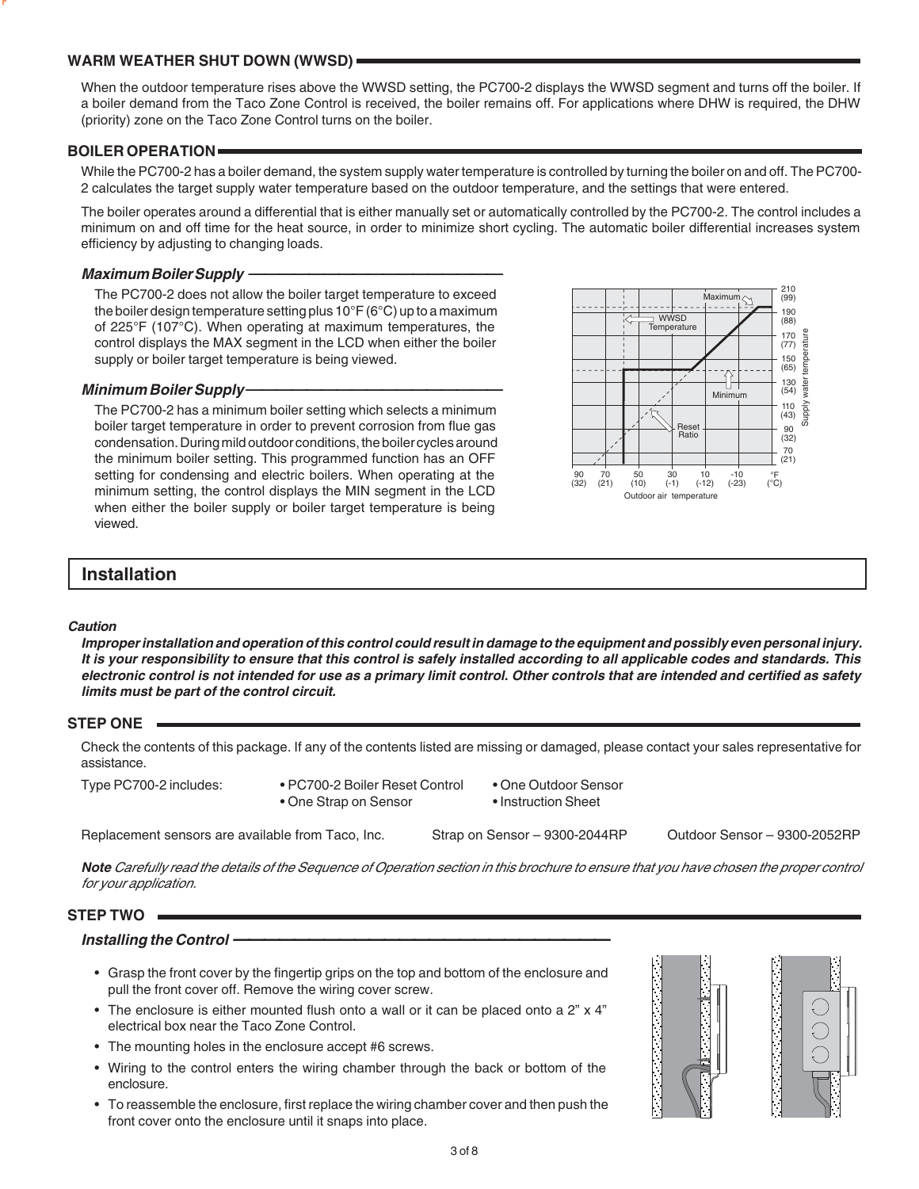## WARM WEATHER SHUT DOWN (WWSD)

When the outdoor temperature rises above the WWSD setting, the PC700-2 displays the WWSD segment and turns off the boiler. If a boiler demand from the Taco Zone Control is received, the boiler remains off. For applications where DHW is required, the DHW (priority) zone on the Taco Zone Control turns on the boiler.

## BOILER OPERATION

While the PC700-2 has a boiler demand, the system supply water temperature is controlled by turning the boiler on and off. The PC700-2 calculates the target supply water temperature based on the outdoor temperature, and the settings that were entered.

The boiler operates around a differential that is either manually set or automatically controlled by the PC700-2. The control includes a minimum on and off time for the heat source, in order to minimize short cycling. The automatic boiler differential increases system efficiency by adjusting to changing loads.

### *Maximum Boiler Supply*

The PC700-2 does not allow the boiler target temperature to exceed the boiler design temperature setting plus 10°F (6°C) up to a maximum of 225°F (107°C). When operating at maximum temperatures, the control displays the MAX segment in the LCD when either the boiler supply or boiler target temperature is being viewed.

### *Minimum Boiler Supply*

The PC700-2 has a minimum boiler setting which selects a minimum boiler target temperature in order to prevent corrosion from flue gas condensation. During mild outdoor conditions, the boiler cycles around the minimum boiler setting. This programmed function has an OFF setting for condensing and electric boilers. When operating at the minimum setting, the control displays the MIN segment in the LCD when either the boiler supply or boiler target temperature is being viewed.

Maximum
WWSD Temperature
Minimum
Reset Ratio
Supply water temperature: 210 (99), 190 (88), 170 (77), 150 (65), 130 (54), 110 (43), 90 (32), 70 (21)
Outdoor air temperature: 90 (32), 70 (21), 50 (10), 30 (-1), 10 (-12), -10 (-23) °F (°C)

# Installation

***Caution***

***Improper installation and operation of this control could result in damage to the equipment and possibly even personal injury. It is your responsibility to ensure that this control is safely installed according to all applicable codes and standards. This electronic control is not intended for use as a primary limit control. Other controls that are intended and certified as safety limits must be part of the control circuit.***

## STEP ONE

Check the contents of this package. If any of the contents listed are missing or damaged, please contact your sales representative for assistance.

Type PC700-2 includes:
- PC700-2 Boiler Reset Control
- One Outdoor Sensor
- One Strap on Sensor
- Instruction Sheet

Replacement sensors are available from Taco, Inc. Strap on Sensor – 9300-2044RP Outdoor Sensor – 9300-2052RP

***Note*** *Carefully read the details of the Sequence of Operation section in this brochure to ensure that you have chosen the proper control for your application.*

## STEP TWO

### *Installing the Control*

- Grasp the front cover by the fingertip grips on the top and bottom of the enclosure and pull the front cover off. Remove the wiring cover screw.
- The enclosure is either mounted flush onto a wall or it can be placed onto a 2" x 4" electrical box near the Taco Zone Control.
- The mounting holes in the enclosure accept #6 screws.
- Wiring to the control enters the wiring chamber through the back or bottom of the enclosure.
- To reassemble the enclosure, first replace the wiring chamber cover and then push the front cover onto the enclosure until it snaps into place.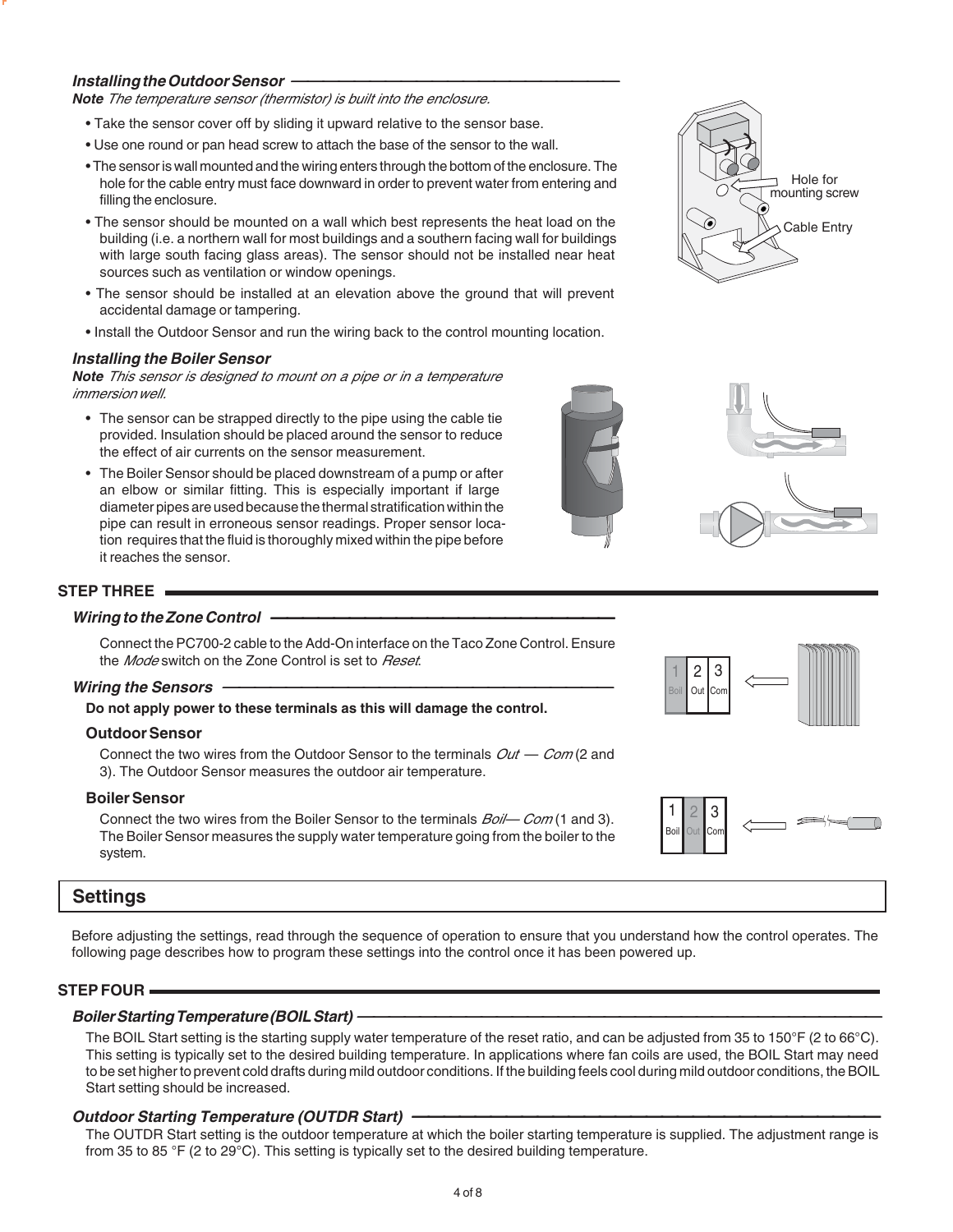### *Installing the Outdoor Sensor*

***Note*** *The temperature sensor (thermistor) is built into the enclosure.*

- Take the sensor cover off by sliding it upward relative to the sensor base.
- Use one round or pan head screw to attach the base of the sensor to the wall.
- The sensor is wall mounted and the wiring enters through the bottom of the enclosure. The hole for the cable entry must face downward in order to prevent water from entering and filling the enclosure.
- The sensor should be mounted on a wall which best represents the heat load on the building (i.e. a northern wall for most buildings and a southern facing wall for buildings with large south facing glass areas). The sensor should not be installed near heat sources such as ventilation or window openings.
- The sensor should be installed at an elevation above the ground that will prevent accidental damage or tampering.
- Install the Outdoor Sensor and run the wiring back to the control mounting location.

Hole for mounting screw

Cable Entry

### *Installing the Boiler Sensor*

***Note*** *This sensor is designed to mount on a pipe or in a temperature immersion well.*

- The sensor can be strapped directly to the pipe using the cable tie provided. Insulation should be placed around the sensor to reduce the effect of air currents on the sensor measurement.
- The Boiler Sensor should be placed downstream of a pump or after an elbow or similar fitting. This is especially important if large diameter pipes are used because the thermal stratification within the pipe can result in erroneous sensor readings. Proper sensor location requires that the fluid is thoroughly mixed within the pipe before it reaches the sensor.

## STEP THREE

### *Wiring to the Zone Control*

Connect the PC700-2 cable to the Add-On interface on the Taco Zone Control. Ensure the *Mode* switch on the Zone Control is set to *Reset*.

### *Wiring the Sensors*

**Do not apply power to these terminals as this will damage the control.**

#### Outdoor Sensor

Connect the two wires from the Outdoor Sensor to the terminals *Out — Com* (2 and 3). The Outdoor Sensor measures the outdoor air temperature.

| 1 | 2 | 3 |
|---|---|---|
| Boil | Out | Com |

#### Boiler Sensor

Connect the two wires from the Boiler Sensor to the terminals *Boil— Com* (1 and 3). The Boiler Sensor measures the supply water temperature going from the boiler to the system.

| 1 | 2 | 3 |
|---|---|---|
| Boil | Out | Com |

# Settings

Before adjusting the settings, read through the sequence of operation to ensure that you understand how the control operates. The following page describes how to program these settings into the control once it has been powered up.

## STEP FOUR

### *Boiler Starting Temperature (BOIL Start)*

The BOIL Start setting is the starting supply water temperature of the reset ratio, and can be adjusted from 35 to 150°F (2 to 66°C). This setting is typically set to the desired building temperature. In applications where fan coils are used, the BOIL Start may need to be set higher to prevent cold drafts during mild outdoor conditions. If the building feels cool during mild outdoor conditions, the BOIL Start setting should be increased.

### *Outdoor Starting Temperature (OUTDR Start)*

The OUTDR Start setting is the outdoor temperature at which the boiler starting temperature is supplied. The adjustment range is from 35 to 85 °F (2 to 29°C). This setting is typically set to the desired building temperature.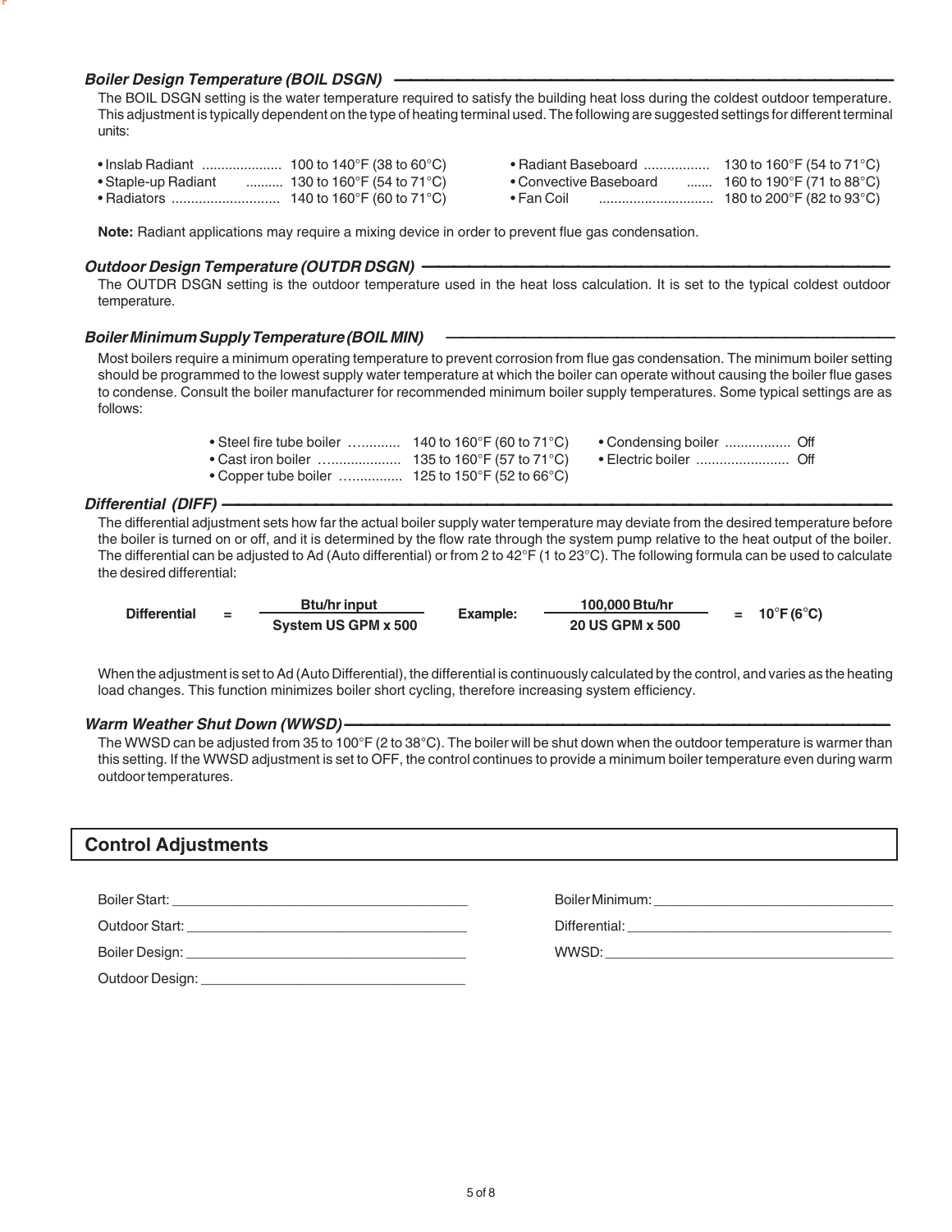### *Boiler Design Temperature (BOIL DSGN)*

The BOIL DSGN setting is the water temperature required to satisfy the building heat loss during the coldest outdoor temperature. This adjustment is typically dependent on the type of heating terminal used. The following are suggested settings for different terminal units:

- Inslab Radiant .................... 100 to 140°F (38 to 60°C)
- Staple-up Radiant .......... 130 to 160°F (54 to 71°C)
- Radiators ............................ 140 to 160°F (60 to 71°C)
- Radiant Baseboard ................. 130 to 160°F (54 to 71°C)
- Convective Baseboard ....... 160 to 190°F (71 to 88°C)
- Fan Coil .............................. 180 to 200°F (82 to 93°C)

**Note:** Radiant applications may require a mixing device in order to prevent flue gas condensation.

### *Outdoor Design Temperature (OUTDR DSGN)*

The OUTDR DSGN setting is the outdoor temperature used in the heat loss calculation. It is set to the typical coldest outdoor temperature.

### *Boiler Minimum Supply Temperature (BOIL MIN)*

Most boilers require a minimum operating temperature to prevent corrosion from flue gas condensation. The minimum boiler setting should be programmed to the lowest supply water temperature at which the boiler can operate without causing the boiler flue gases to condense. Consult the boiler manufacturer for recommended minimum boiler supply temperatures. Some typical settings are as follows:

- Steel fire tube boiler ............ 140 to 160°F (60 to 71°C)
- Cast iron boiler .................... 135 to 160°F (57 to 71°C)
- Copper tube boiler .............. 125 to 150°F (52 to 66°C)
- Condensing boiler ................. Off
- Electric boiler ........................ Off

### *Differential (DIFF)*

The differential adjustment sets how far the actual boiler supply water temperature may deviate from the desired temperature before the boiler is turned on or off, and it is determined by the flow rate through the system pump relative to the heat output of the boiler. The differential can be adjusted to Ad (Auto differential) or from 2 to 42°F (1 to 23°C). The following formula can be used to calculate the desired differential:

$$\textbf{Differential} = \frac{\textbf{Btu/hr input}}{\textbf{System US GPM x 500}} \qquad \textbf{Example:} \quad \frac{\textbf{100,000 Btu/hr}}{\textbf{20 US GPM x 500}} = \textbf{10°F (6°C)}$$

When the adjustment is set to Ad (Auto Differential), the differential is continuously calculated by the control, and varies as the heating load changes. This function minimizes boiler short cycling, therefore increasing system efficiency.

### *Warm Weather Shut Down (WWSD)*

The WWSD can be adjusted from 35 to 100°F (2 to 38°C). The boiler will be shut down when the outdoor temperature is warmer than this setting. If the WWSD adjustment is set to OFF, the control continues to provide a minimum boiler temperature even during warm outdoor temperatures.

## Control Adjustments

Boiler Start: ______________________

Outdoor Start: ______________________

Boiler Design: ______________________

Outdoor Design: ______________________

Boiler Minimum: ______________________

Differential: ______________________

WWSD: ______________________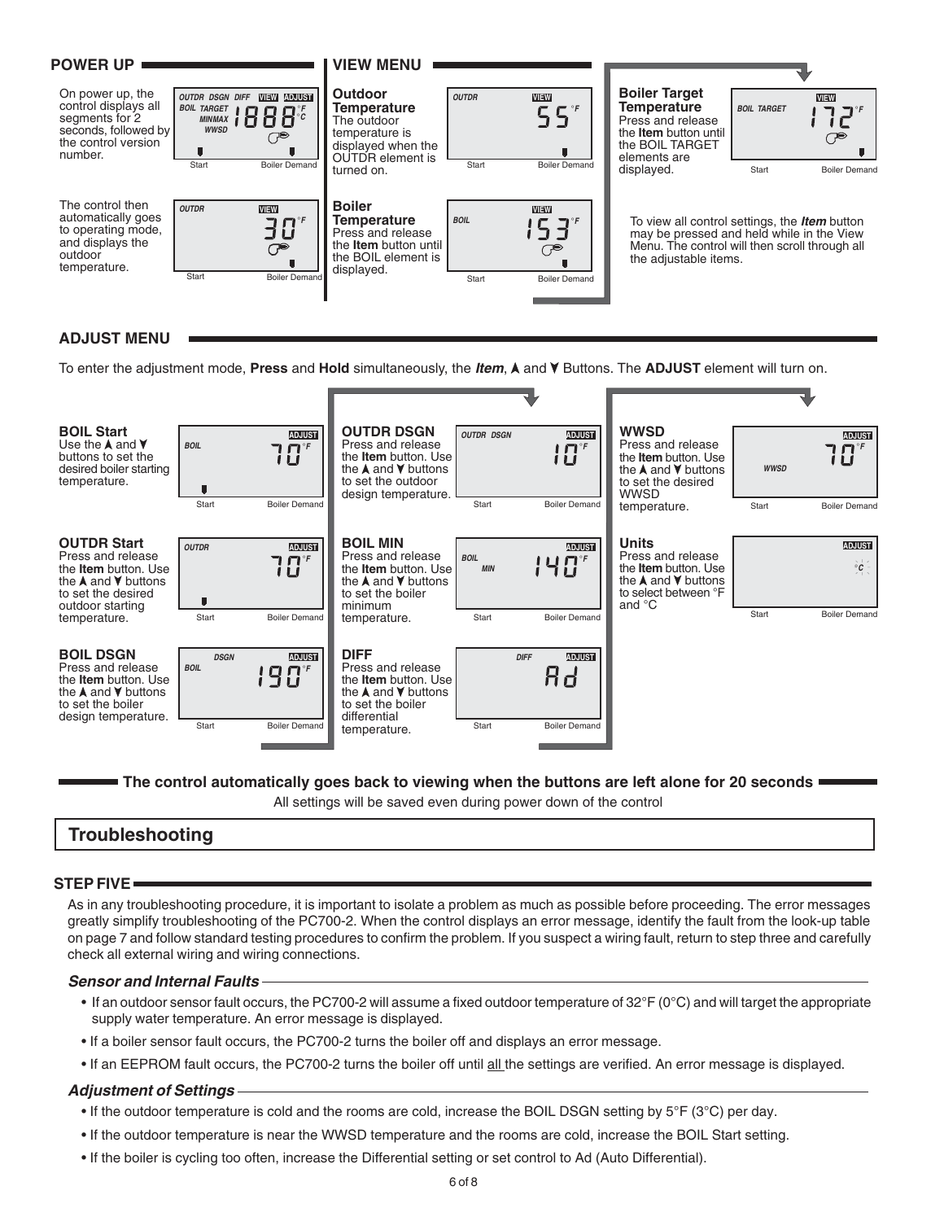## POWER UP

On power up, the control displays all segments for 2 seconds, followed by the control version number.

OUTDR DSGN DIFF VIEW ADJUST BOIL TARGET MINMAX WWSD 1888 °F °C Start Boiler Demand

The control then automatically goes to operating mode, and displays the outdoor temperature.

OUTDR VIEW 30 °F Start Boiler Demand

## VIEW MENU

**Outdoor Temperature**
The outdoor temperature is displayed when the OUTDR element is turned on.

OUTDR VIEW 55 °F Start Boiler Demand

**Boiler Temperature**
Press and release the **Item** button until the BOIL element is displayed.

BOIL VIEW 153 °F Start Boiler Demand

**Boiler Target Temperature**
Press and release the **Item** button until the BOIL TARGET elements are displayed.

BOIL TARGET VIEW 172 °F Start Boiler Demand

To view all control settings, the ***Item*** button may be pressed and held while in the View Menu. The control will then scroll through all the adjustable items.

## ADJUST MENU

To enter the adjustment mode, **Press** and **Hold** simultaneously, the ***Item***, ▲ and ▼ Buttons. The **ADJUST** element will turn on.

**BOIL Start**
Use the ▲ and ▼ buttons to set the desired boiler starting temperature.

BOIL ADJUST 70 °F Start Boiler Demand

**OUTDR Start**
Press and release the **Item** button. Use the ▲ and ▼ buttons to set the desired outdoor starting temperature.

OUTDR ADJUST 70 °F Start Boiler Demand

**BOIL DSGN**
Press and release the **Item** button. Use the ▲ and ▼ buttons to set the boiler design temperature.

BOIL DSGN ADJUST 190 °F Start Boiler Demand

**OUTDR DSGN**
Press and release the **Item** button. Use the ▲ and ▼ buttons to set the outdoor design temperature.

OUTDR DSGN ADJUST 10 °F Start Boiler Demand

**BOIL MIN**
Press and release the **Item** button. Use the ▲ and ▼ buttons to set the boiler minimum temperature.

BOIL MIN ADJUST 140 °F Start Boiler Demand

**DIFF**
Press and release the **Item** button. Use the ▲ and ▼ buttons to set the boiler differential temperature.

DIFF ADJUST Ad Start Boiler Demand

**WWSD**
Press and release the **Item** button. Use the ▲ and ▼ buttons to set the desired WWSD temperature.

WWSD ADJUST 70 °F Start Boiler Demand

**Units**
Press and release the **Item** button. Use the ▲ and ▼ buttons to select between °F and °C

ADJUST °C Start Boiler Demand

**The control automatically goes back to viewing when the buttons are left alone for 20 seconds**

All settings will be saved even during power down of the control

# Troubleshooting

## STEP FIVE

As in any troubleshooting procedure, it is important to isolate a problem as much as possible before proceeding. The error messages greatly simplify troubleshooting of the PC700-2. When the control displays an error message, identify the fault from the look-up table on page 7 and follow standard testing procedures to confirm the problem. If you suspect a wiring fault, return to step three and carefully check all external wiring and wiring connections.

### *Sensor and Internal Faults*

- If an outdoor sensor fault occurs, the PC700-2 will assume a fixed outdoor temperature of 32°F (0°C) and will target the appropriate supply water temperature. An error message is displayed.
- If a boiler sensor fault occurs, the PC700-2 turns the boiler off and displays an error message.
- If an EEPROM fault occurs, the PC700-2 turns the boiler off until all the settings are verified. An error message is displayed.

### *Adjustment of Settings*

- If the outdoor temperature is cold and the rooms are cold, increase the BOIL DSGN setting by 5°F (3°C) per day.
- If the outdoor temperature is near the WWSD temperature and the rooms are cold, increase the BOIL Start setting.
- If the boiler is cycling too often, increase the Differential setting or set control to Ad (Auto Differential).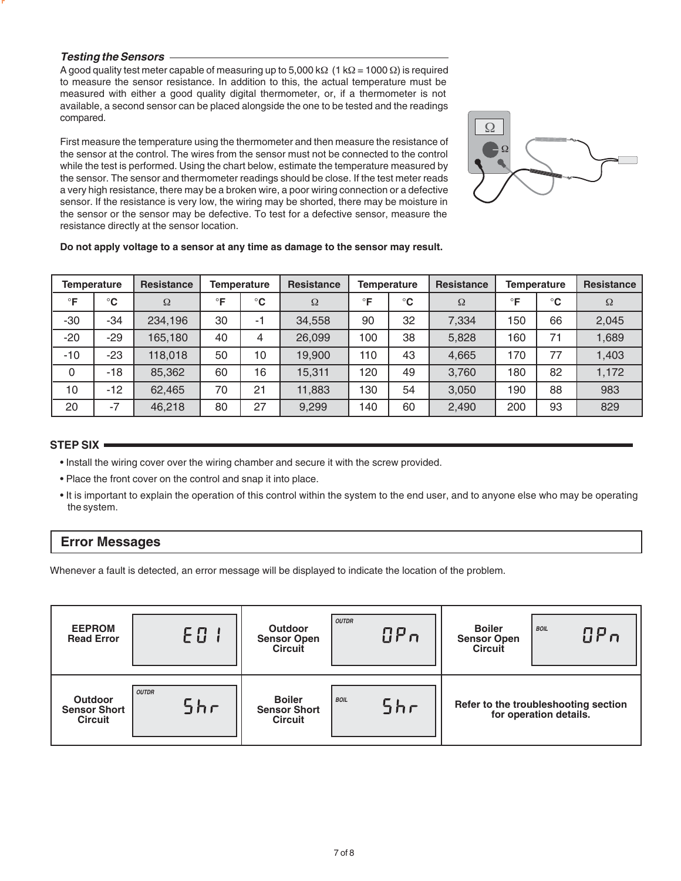### *Testing the Sensors*

A good quality test meter capable of measuring up to 5,000 kΩ (1 kΩ = 1000 Ω) is required to measure the sensor resistance. In addition to this, the actual temperature must be measured with either a good quality digital thermometer, or, if a thermometer is not available, a second sensor can be placed alongside the one to be tested and the readings compared.

First measure the temperature using the thermometer and then measure the resistance of the sensor at the control. The wires from the sensor must not be connected to the control while the test is performed. Using the chart below, estimate the temperature measured by the sensor. The sensor and thermometer readings should be close. If the test meter reads a very high resistance, there may be a broken wire, a poor wiring connection or a defective sensor. If the resistance is very low, the wiring may be shorted, there may be moisture in the sensor or the sensor may be defective. To test for a defective sensor, measure the resistance directly at the sensor location.

**Do not apply voltage to a sensor at any time as damage to the sensor may result.**

| Temperature | | Resistance | Temperature | | Resistance | Temperature | | Resistance | Temperature | | Resistance |
|---|---|---|---|---|---|---|---|---|---|---|---|
| °F | °C | Ω | °F | °C | Ω | °F | °C | Ω | °F | °C | Ω |
| -30 | -34 | 234,196 | 30 | -1 | 34,558 | 90 | 32 | 7,334 | 150 | 66 | 2,045 |
| -20 | -29 | 165,180 | 40 | 4 | 26,099 | 100 | 38 | 5,828 | 160 | 71 | 1,689 |
| -10 | -23 | 118,018 | 50 | 10 | 19,900 | 110 | 43 | 4,665 | 170 | 77 | 1,403 |
| 0 | -18 | 85,362 | 60 | 16 | 15,311 | 120 | 49 | 3,760 | 180 | 82 | 1,172 |
| 10 | -12 | 62,465 | 70 | 21 | 11,883 | 130 | 54 | 3,050 | 190 | 88 | 983 |
| 20 | -7 | 46,218 | 80 | 27 | 9,299 | 140 | 60 | 2,490 | 200 | 93 | 829 |

### STEP SIX

- Install the wiring cover over the wiring chamber and secure it with the screw provided.
- Place the front cover on the control and snap it into place.
- It is important to explain the operation of this control within the system to the end user, and to anyone else who may be operating the system.

## Error Messages

Whenever a fault is detected, an error message will be displayed to indicate the location of the problem.

| Error | Display | Error | Display | Error | Display |
|---|---|---|---|---|---|
| **EEPROM Read Error** | E01 | **Outdoor Sensor Open Circuit** | OUTDR OPn | **Boiler Sensor Open Circuit** | BOIL OPn |
| **Outdoor Sensor Short Circuit** | OUTDR Shr | **Boiler Sensor Short Circuit** | BOIL Shr | **Refer to the troubleshooting section for operation details.** | |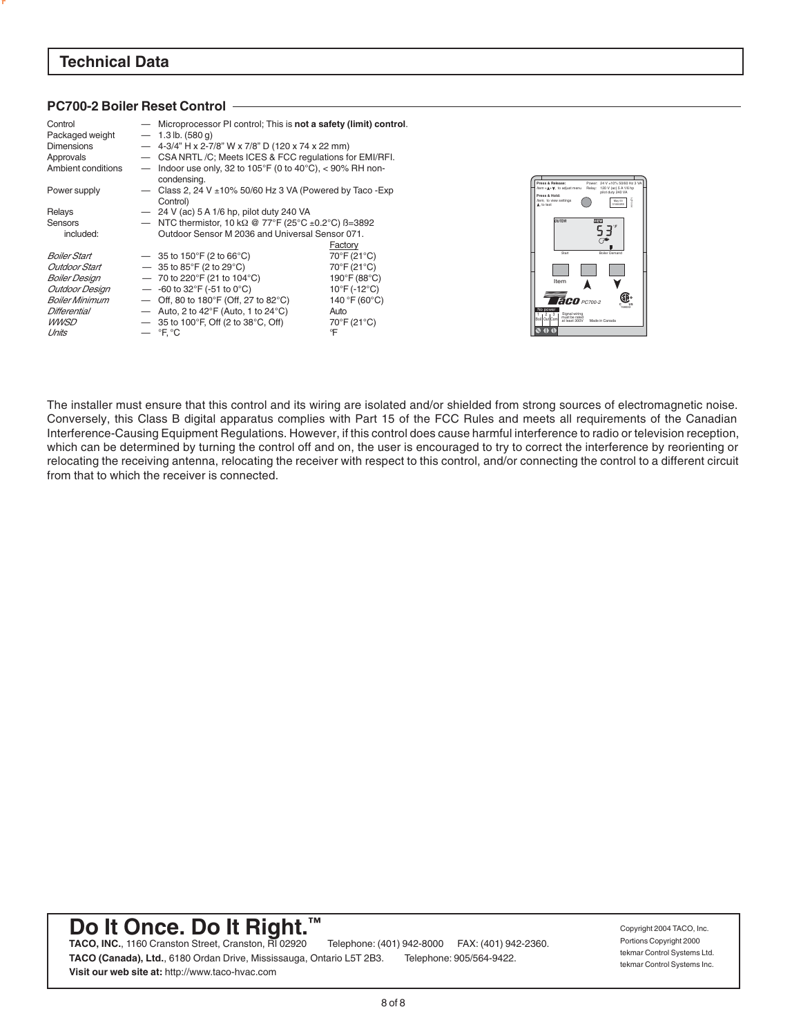## Technical Data

### PC700-2 Boiler Reset Control

| | | | |
|---|---|---|---|
| Control | — | Microprocessor PI control; This is **not a safety (limit) control**. | |
| Packaged weight | — | 1.3 lb. (580 g) | |
| Dimensions | — | 4-3/4” H x 2-7/8” W x 7/8” D (120 x 74 x 22 mm) | |
| Approvals | — | CSA NRTL /C; Meets ICES & FCC regulations for EMI/RFI. | |
| Ambient conditions | — | Indoor use only, 32 to 105°F (0 to 40°C), < 90% RH non-condensing. | |
| Power supply | — | Class 2, 24 V ±10% 50/60 Hz 3 VA (Powered by Taco -Exp Control) | |
| Relays | — | 24 V (ac) 5 A 1/6 hp, pilot duty 240 VA | |
| Sensors | — | NTC thermistor, 10 kΩ @ 77°F (25°C ±0.2°C) ß=3892 | |
| included: | | Outdoor Sensor M 2036 and Universal Sensor 071. | |
| | | | Factory |
| *Boiler Start* | — | 35 to 150°F (2 to 66°C) | 70°F (21°C) |
| *Outdoor Start* | — | 35 to 85°F (2 to 29°C) | 70°F (21°C) |
| *Boiler Design* | — | 70 to 220°F (21 to 104°C) | 190°F (88°C) |
| *Outdoor Design* | — | -60 to 32°F (-51 to 0°C) | 10°F (-12°C) |
| *Boiler Minimum* | — | Off, 80 to 180°F (Off, 27 to 82°C) | 140 °F (60°C) |
| *Differential* | — | Auto, 2 to 42°F (Auto, 1 to 24°C) | Auto |
| *WWSD* | — | 35 to 100°F, Off (2 to 38°C, Off) | 70°F (21°C) |
| *Units* | — | °F, °C | °F |

The installer must ensure that this control and its wiring are isolated and/or shielded from strong sources of electromagnetic noise. Conversely, this Class B digital apparatus complies with Part 15 of the FCC Rules and meets all requirements of the Canadian Interference-Causing Equipment Regulations. However, if this control does cause harmful interference to radio or television reception, which can be determined by turning the control off and on, the user is encouraged to try to correct the interference by reorienting or relocating the receiving antenna, relocating the receiver with respect to this control, and/or connecting the control to a different circuit from that to which the receiver is connected.

# Do It Once. Do It Right.™

**TACO, INC.**, 1160 Cranston Street, Cranston, RI 02920 Telephone: (401) 942-8000 FAX: (401) 942-2360.
**TACO (Canada), Ltd.**, 6180 Ordan Drive, Mississauga, Ontario L5T 2B3. Telephone: 905/564-9422.
**Visit our web site at:** http://www.taco-hvac.com

Copyright 2004 TACO, Inc.
Portions Copyright 2000
tekmar Control Systems Ltd.
tekmar Control Systems Inc.